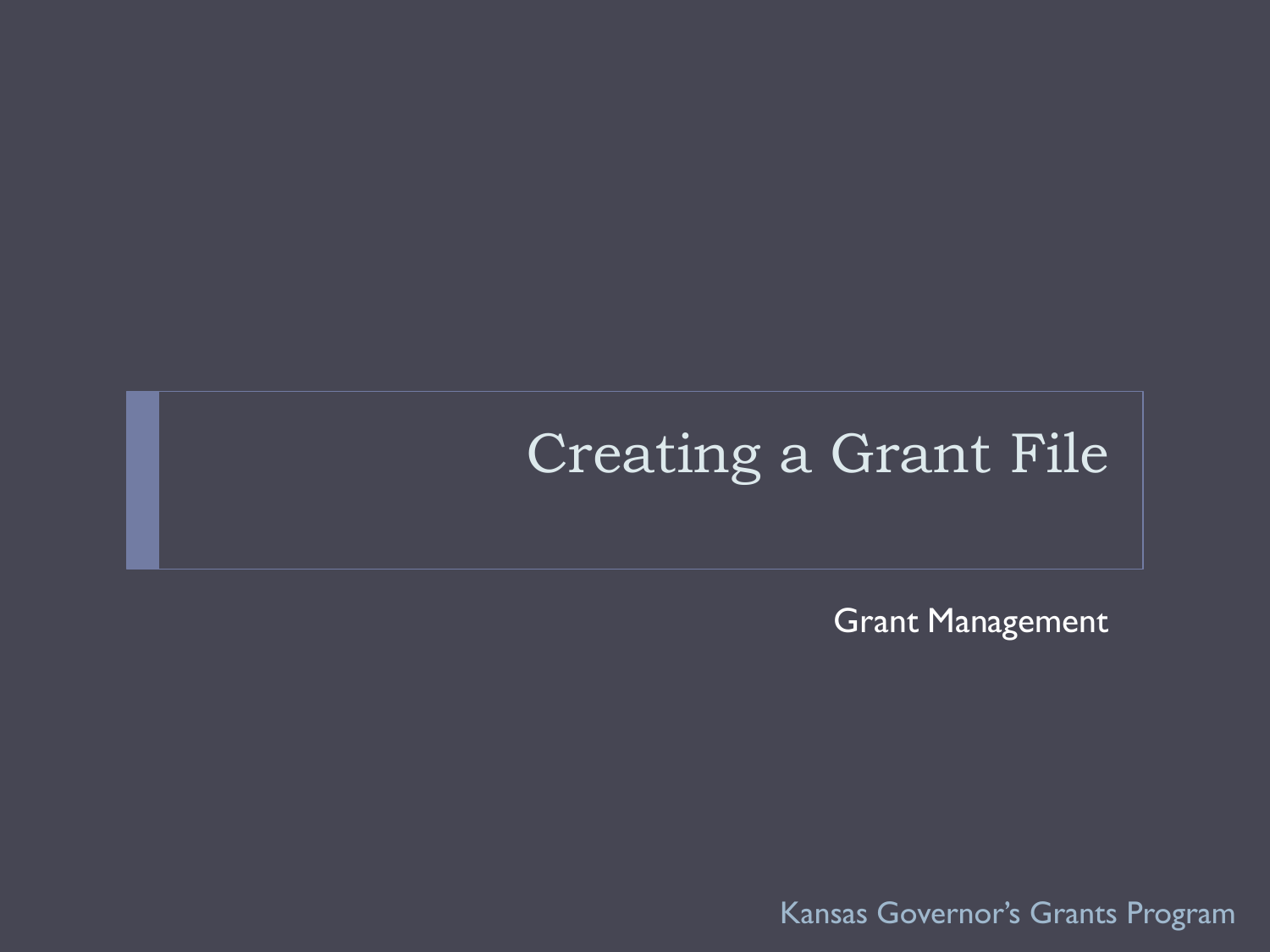# Creating a Grant File

Grant Management

Kansas Governor's Grants Program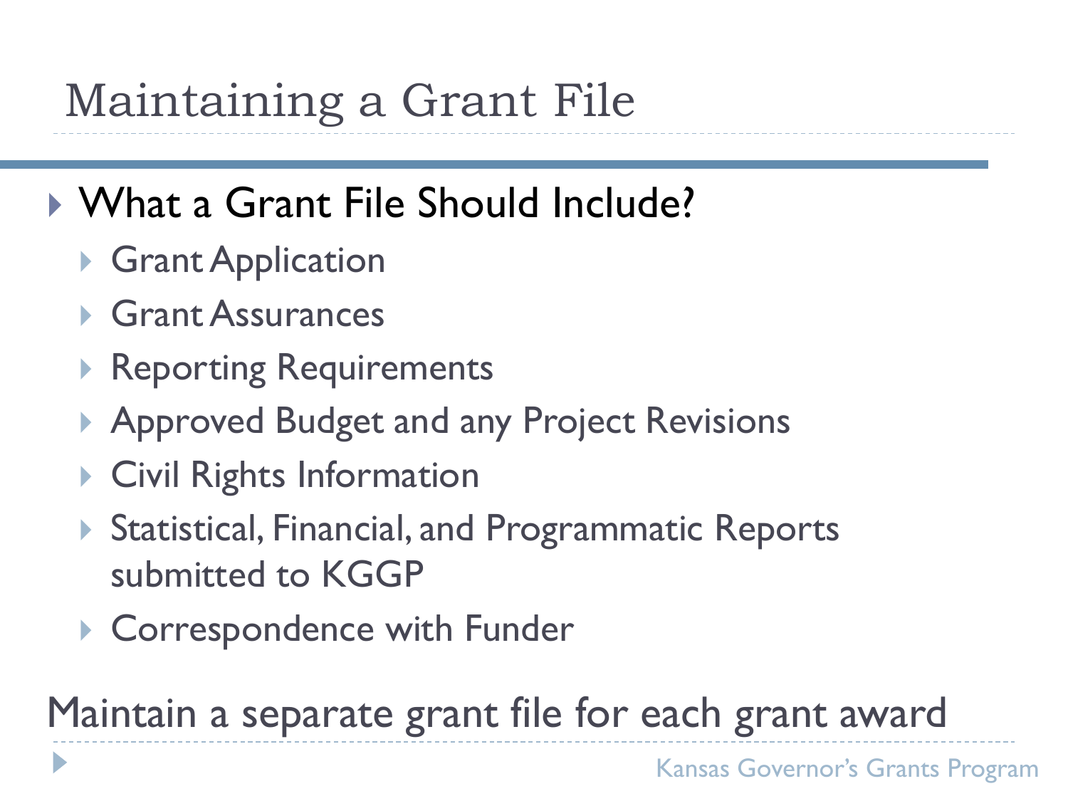# Maintaining a Grant File

- What a Grant File Should Include?
  - Grant Application
  - Grant Assurances
  - Reporting Requirements
  - Approved Budget and any Project Revisions
  - Civil Rights Information
  - Statistical, Financial, and Programmatic Reports submitted to KGGP
  - Correspondence with Funder

Maintain a separate grant file for each grant award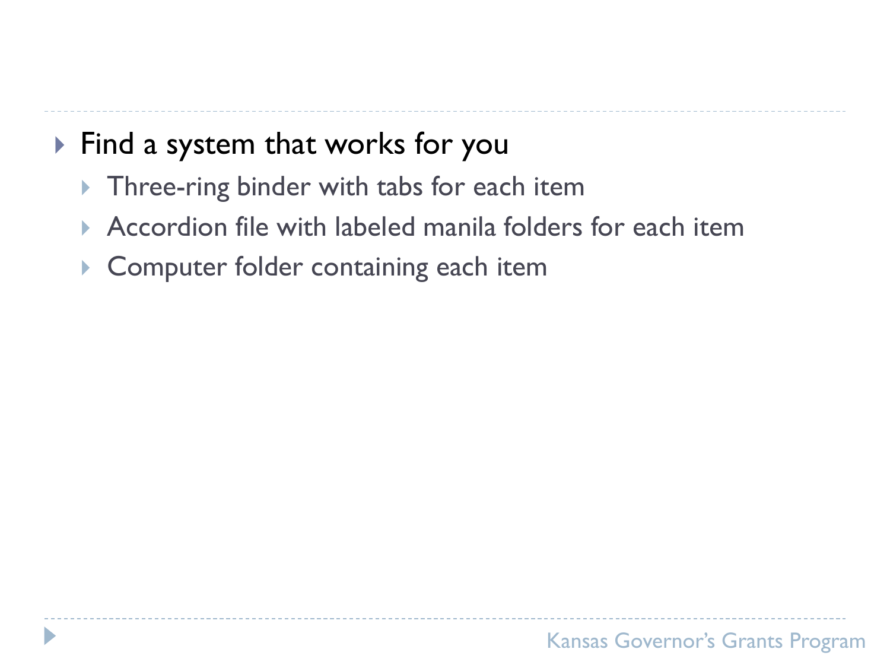- Find a system that works for you
  - Three-ring binder with tabs for each item
  - Accordion file with labeled manila folders for each item
  - Computer folder containing each item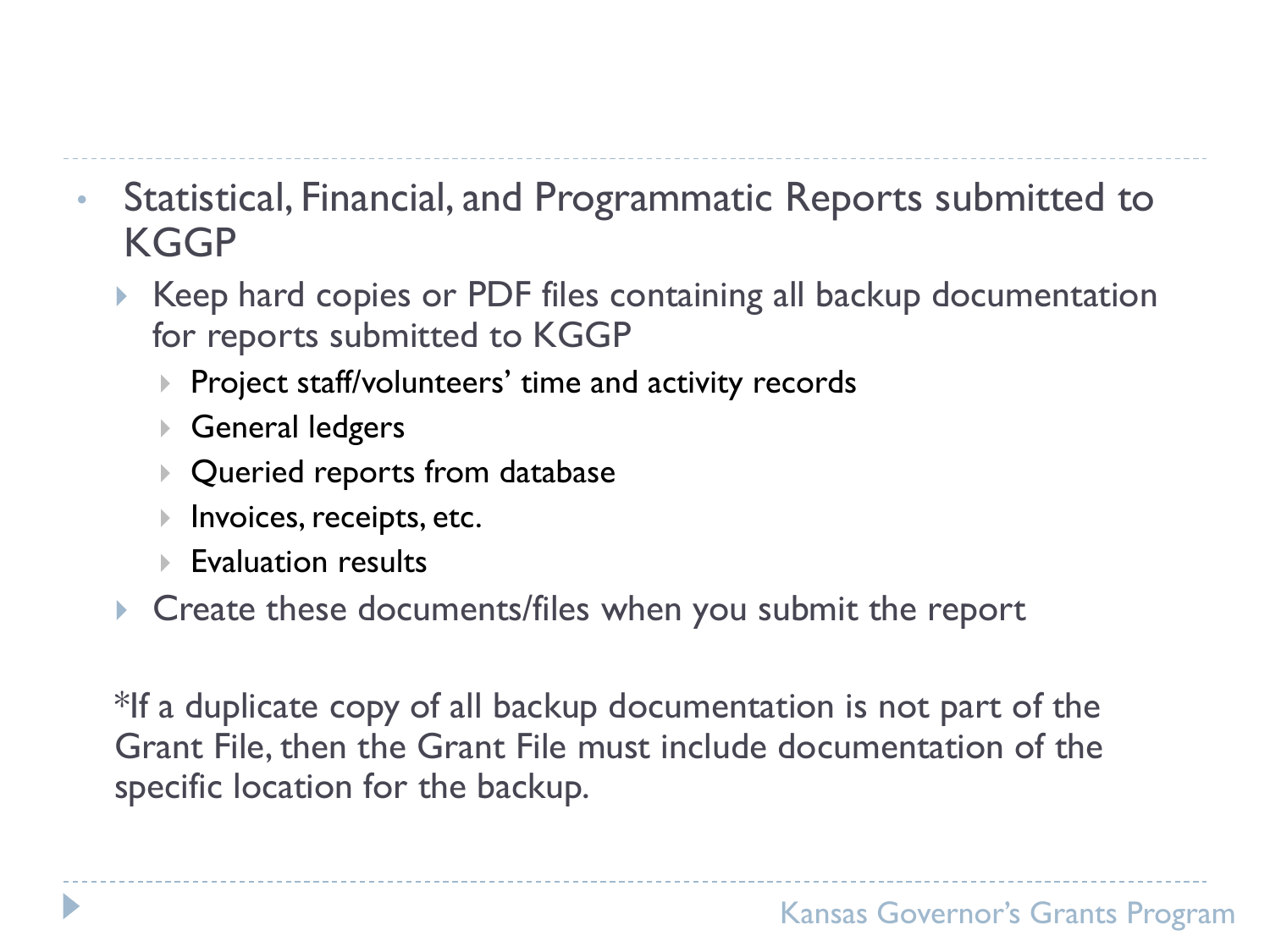- Statistical, Financial, and Programmatic Reports submitted to KGGP
  - Keep hard copies or PDF files containing all backup documentation for reports submitted to KGGP
    - Project staff/volunteers' time and activity records
    - General ledgers
    - Queried reports from database
    - Invoices, receipts, etc.
    - Evaluation results
  - Create these documents/files when you submit the report

*If a duplicate copy of all backup documentation is not part of the Grant File, then the Grant File must include documentation of the specific location for the backup.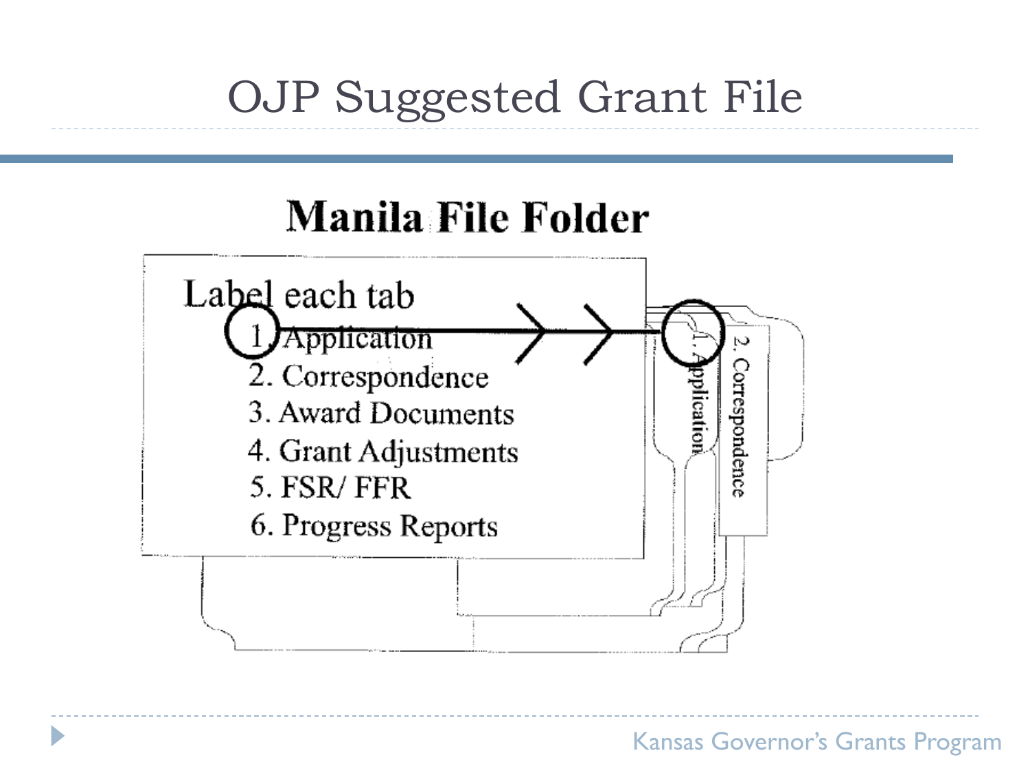# OJP Suggested Grant File

## Manila File Folder

Label each tab

1. Application
2. Correspondence
3. Award Documents
4. Grant Adjustments
5. FSR/ FFR
6. Progress Reports

1. Application

2. Correspondence